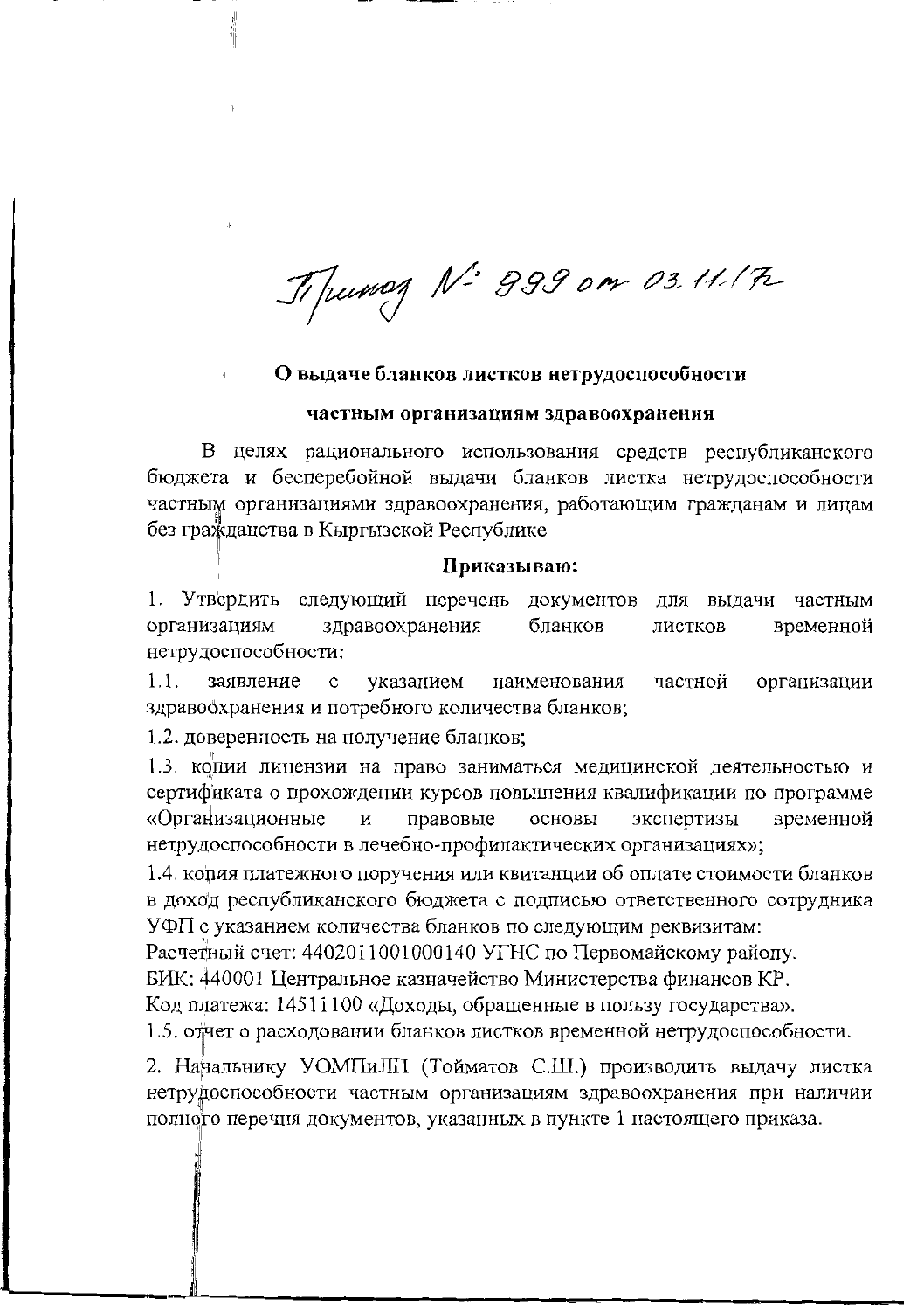Приказ № 999 от 03.11.17

**О выдаче бланков листков нетрудоспособности**

**частным организациям здравоохранения**

В целях рационального использования средств республиканского бюджета и бесперебойной выдачи бланков листка нетрудоспособности частным организациями здравоохранения, работающим гражданам и лицам без гражданства в Кыргызской Республике

**Приказываю:**

1. Утвердить следующий перечень документов для выдачи частным организациям здравоохранения бланков листков временной нетрудоспособности:

1.1. заявление с указанием наименования частной организации здравоохранения и потребного количества бланков;

1.2. доверенность на получение бланков;

1.3. копии лицензии на право заниматься медицинской деятельностью и сертификата о прохождении курсов повышения квалификации по программе «Организационные и правовые основы экспертизы временной нетрудоспособности в лечебно-профилактических организациях»;

1.4. копия платежного поручения или квитанции об оплате стоимости бланков в доход республиканского бюджета с подписью ответственного сотрудника УФП с указанием количества бланков по следующим реквизитам:

Расчетный счет: 4402011001000140 УГНС по Первомайскому району.

БИК: 440001 Центральное казначейство Министерства финансов КР.

Код платежа: 14511100 «Доходы, обращенные в пользу государства».

1.5. отчет о расходовании бланков листков временной нетрудоспособности.

2. Начальнику УОМПиЛП (Тойматов С.Ш.) производить выдачу листка нетрудоспособности частным организациям здравоохранения при наличии полного перечня документов, указанных в пункте 1 настоящего приказа.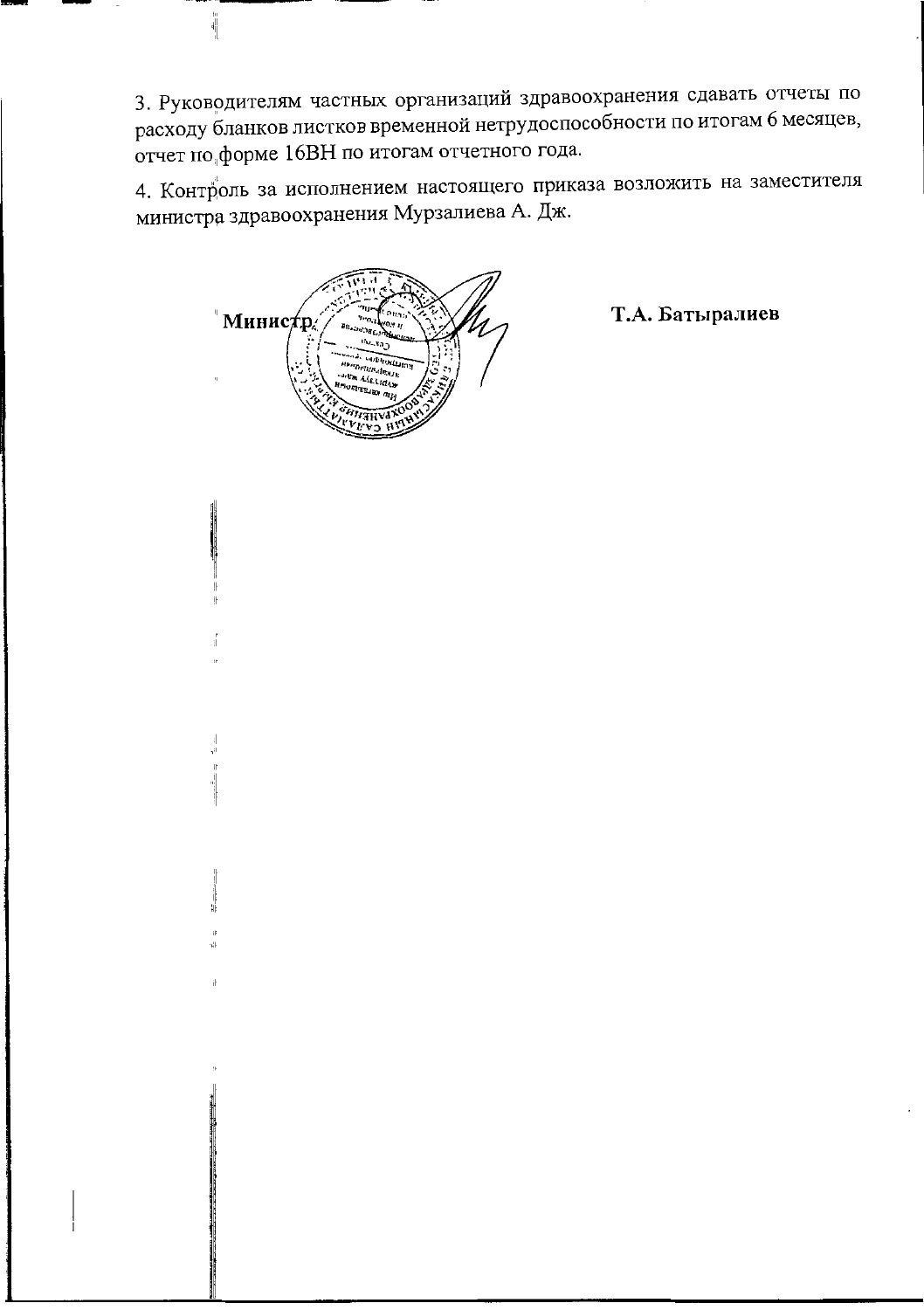3. Руководителям частных организаций здравоохранения сдавать отчеты по расходу бланков листков временной нетрудоспособности по итогам 6 месяцев, отчет по форме 16ВН по итогам отчетного года.

4. Контроль за исполнением настоящего приказа возложить на заместителя министра здравоохранения Мурзалиева А. Дж.

**Министр** **Т.А. Батыралиев**